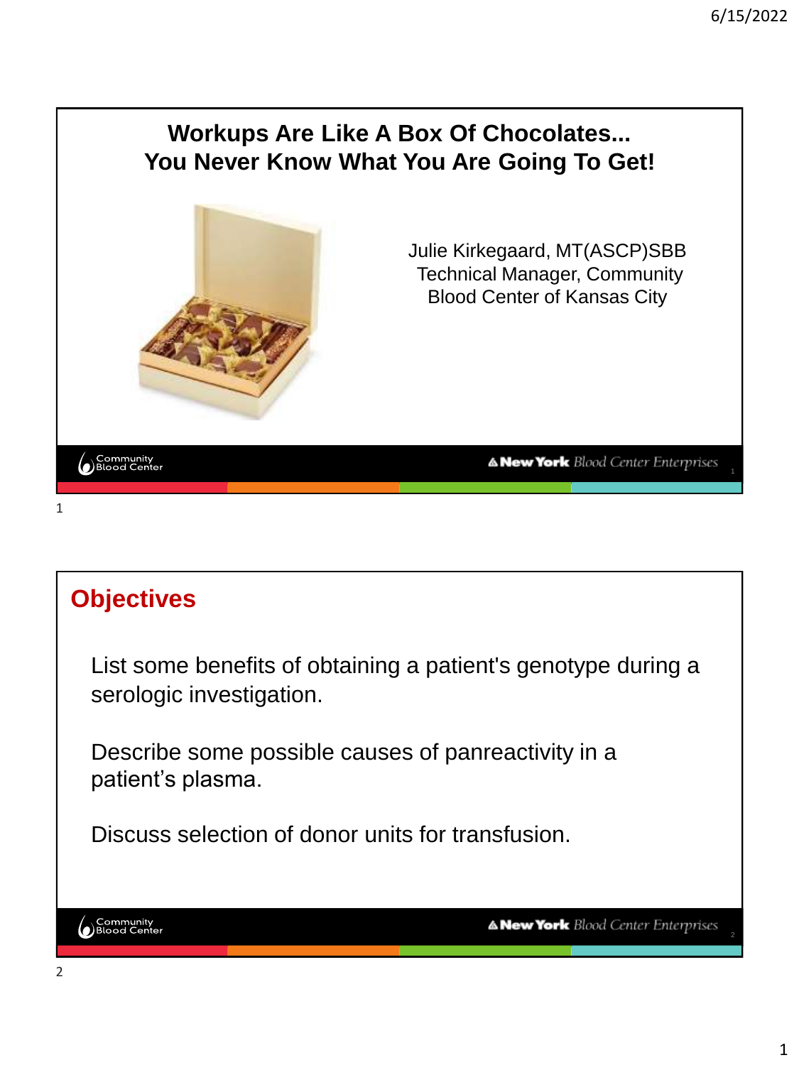# Workups Are Like A Box Of Chocolates... You Never Know What You Are Going To Get!

Julie Kirkegaard, MT(ASCP)SBB
Technical Manager, Community Blood Center of Kansas City

## Objectives

List some benefits of obtaining a patient's genotype during a serologic investigation.

Describe some possible causes of panreactivity in a patient's plasma.

Discuss selection of donor units for transfusion.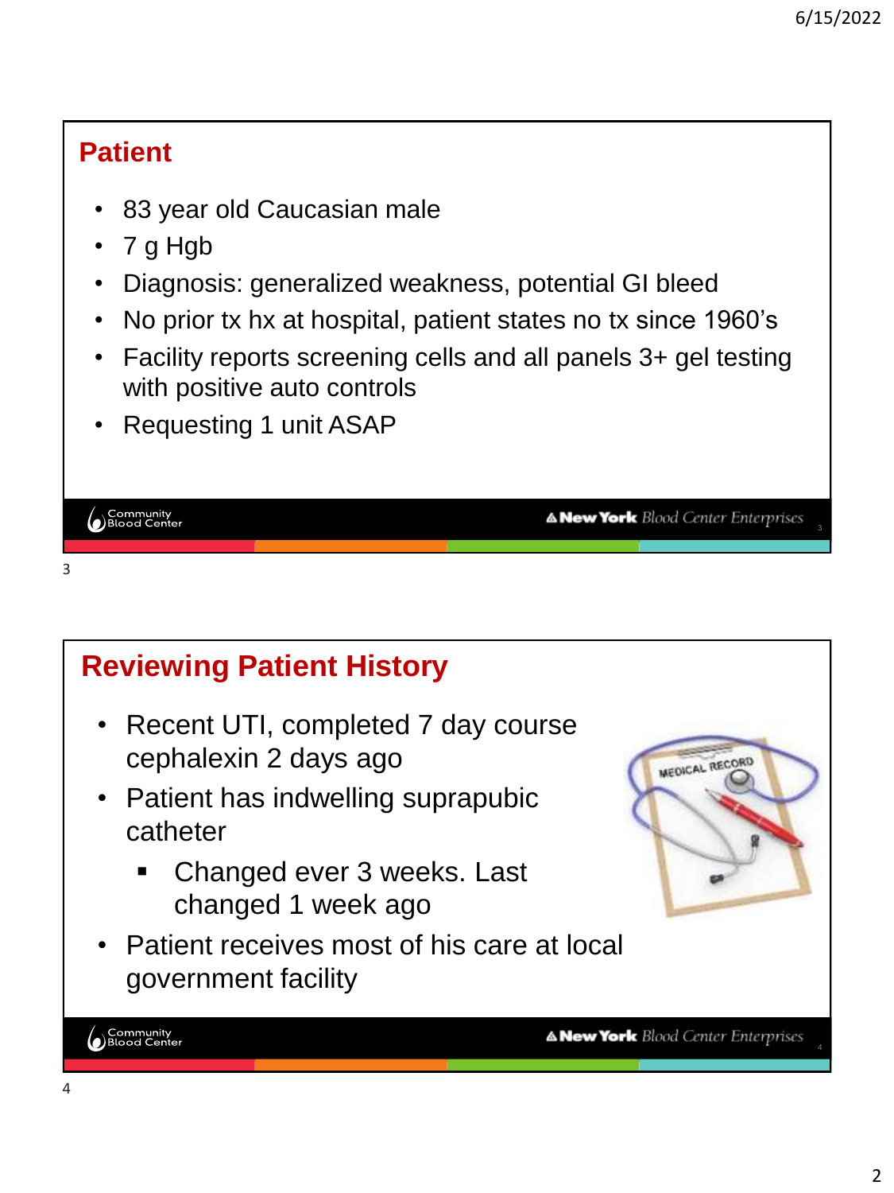## Patient

- 83 year old Caucasian male
- 7 g Hgb
- Diagnosis: generalized weakness, potential GI bleed
- No prior tx hx at hospital, patient states no tx since 1960's
- Facility reports screening cells and all panels 3+ gel testing with positive auto controls
- Requesting 1 unit ASAP

## Reviewing Patient History

- Recent UTI, completed 7 day course cephalexin 2 days ago
- Patient has indwelling suprapubic catheter
  - Changed ever 3 weeks. Last changed 1 week ago
- Patient receives most of his care at local government facility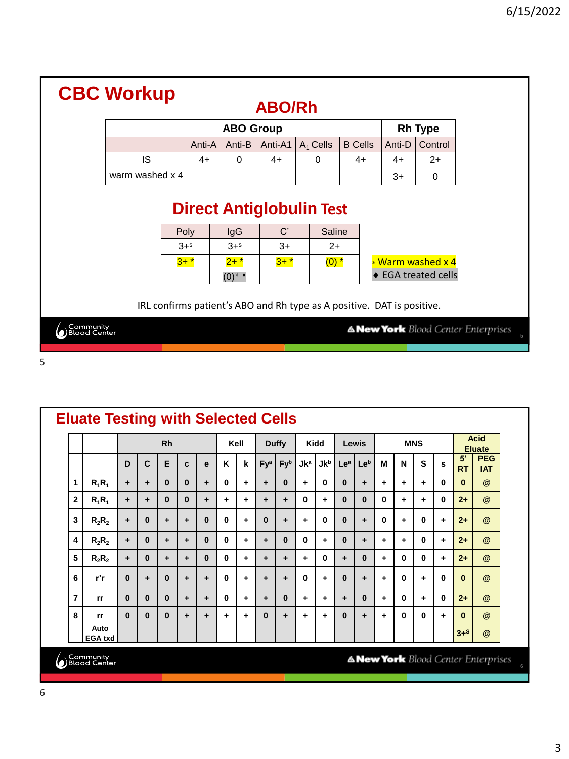# CBC Workup

## ABO/Rh

| | ABO Group | | | | | Rh Type | |
|---|---|---|---|---|---|---|---|
| | Anti-A | Anti-B | Anti-A1 | $A_1$ Cells | B Cells | Anti-D | Control |
| IS | 4+ | 0 | 4+ | 0 | 4+ | 4+ | 2+ |
| warm washed x 4 | | | | | | 3+ | 0 |

## Direct Antiglobulin Test

| Poly | IgG | C' | Saline |
|---|---|---|---|
| 3+s | 3+s | 3+ | 2+ |
| 3+ * | 2+ * | 3+ * | (0) * |
| | (0)√ ♦ | | |

* Warm washed x 4
♦ EGA treated cells

IRL confirms patient's ABO and Rh type as A positive. DAT is positive.

# Eluate Testing with Selected Cells

| | | Rh | | | | | Kell | | Duffy | | Kidd | | Lewis | | MNS | | | | Acid Eluate | |
|---|---|---|---|---|---|---|---|---|---|---|---|---|---|---|---|---|---|---|---|---|
| | | D | C | E | c | e | K | k | $Fy^a$ | $Fy^b$ | $Jk^a$ | $Jk^b$ | $Le^a$ | $Le^b$ | M | N | S | s | 5' RT | PEG IAT |
| 1 | $R_1R_1$ | + | + | 0 | 0 | + | 0 | + | + | 0 | + | 0 | 0 | + | + | + | + | 0 | 0 | @ |
| 2 | $R_1R_1$ | + | + | 0 | 0 | + | + | + | + | + | 0 | + | 0 | 0 | 0 | + | + | 0 | 2+ | @ |
| 3 | $R_2R_2$ | + | 0 | + | + | 0 | 0 | + | 0 | + | + | 0 | 0 | + | 0 | + | 0 | + | 2+ | @ |
| 4 | $R_2R_2$ | + | 0 | + | + | 0 | 0 | + | + | 0 | 0 | + | 0 | + | + | + | 0 | + | 2+ | @ |
| 5 | $R_2R_2$ | + | 0 | + | + | 0 | 0 | + | + | + | + | 0 | + | 0 | + | 0 | 0 | + | 2+ | @ |
| 6 | r'r | 0 | + | 0 | + | + | 0 | + | + | + | 0 | + | 0 | + | + | 0 | + | 0 | 0 | @ |
| 7 | rr | 0 | 0 | 0 | + | + | 0 | + | + | 0 | + | + | + | 0 | + | 0 | + | 0 | 2+ | @ |
| 8 | rr | 0 | 0 | 0 | + | + | + | + | 0 | + | + | + | 0 | + | + | 0 | 0 | + | 0 | @ |
| | Auto EGA txd | | | | | | | | | | | | | | | | | | 3+S | @ |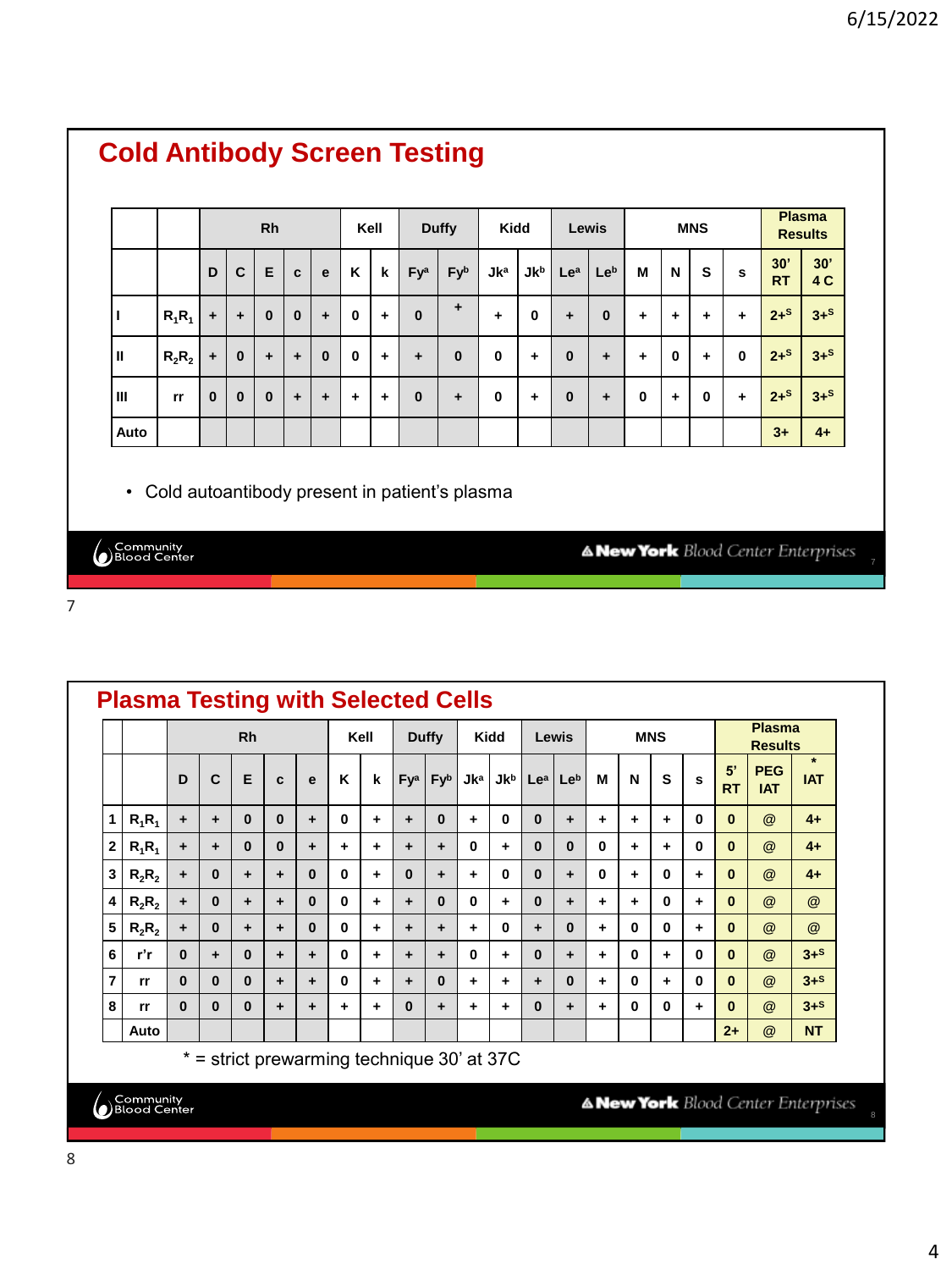## Cold Antibody Screen Testing

| | | Rh | | | | | Kell | | Duffy | | Kidd | | Lewis | | MNS | | | | Plasma Results | |
|---|---|---|---|---|---|---|---|---|---|---|---|---|---|---|---|---|---|---|---|---|
| | | D | C | E | c | e | K | k | $Fy^a$ | $Fy^b$ | $Jk^a$ | $Jk^b$ | $Le^a$ | $Le^b$ | M | N | S | s | 30' RT | 30' 4 C |
| I | $R_1R_1$ | + | + | 0 | 0 | + | 0 | + | 0 | + | + | 0 | + | 0 | + | + | + | + | $2+^S$ | $3+^S$ |
| II | $R_2R_2$ | + | 0 | + | + | 0 | 0 | + | + | 0 | 0 | + | 0 | + | + | 0 | + | 0 | $2+^S$ | $3+^S$ |
| III | rr | 0 | 0 | 0 | + | + | + | + | 0 | + | 0 | + | 0 | + | 0 | + | 0 | + | $2+^S$ | $3+^S$ |
| Auto | | | | | | | | | | | | | | | | | | | 3+ | 4+ |

- Cold autoantibody present in patient's plasma

## Plasma Testing with Selected Cells

| | | Rh | | | | | Kell | | Duffy | | Kidd | | Lewis | | MNS | | | | Plasma Results | | |
|---|---|---|---|---|---|---|---|---|---|---|---|---|---|---|---|---|---|---|---|---|---|
| | | D | C | E | c | e | K | k | $Fy^a$ | $Fy^b$ | $Jk^a$ | $Jk^b$ | $Le^a$ | $Le^b$ | M | N | S | s | 5' RT | PEG IAT | * IAT |
| 1 | $R_1R_1$ | + | + | 0 | 0 | + | 0 | + | + | 0 | + | 0 | 0 | + | + | + | + | 0 | 0 | @ | 4+ |
| 2 | $R_1R_1$ | + | + | 0 | 0 | + | + | + | + | + | 0 | + | 0 | 0 | 0 | + | + | 0 | 0 | @ | 4+ |
| 3 | $R_2R_2$ | + | 0 | + | + | 0 | 0 | + | 0 | + | + | 0 | 0 | + | 0 | + | 0 | + | 0 | @ | 4+ |
| 4 | $R_2R_2$ | + | 0 | + | + | 0 | 0 | + | + | 0 | 0 | + | 0 | + | + | + | 0 | + | 0 | @ | @ |
| 5 | $R_2R_2$ | + | 0 | + | + | 0 | 0 | + | + | + | + | 0 | + | 0 | + | 0 | 0 | + | 0 | @ | @ |
| 6 | r'r | 0 | + | 0 | + | + | 0 | + | + | + | 0 | + | 0 | + | + | 0 | + | 0 | 0 | @ | $3+^S$ |
| 7 | rr | 0 | 0 | 0 | + | + | 0 | + | + | 0 | + | + | + | 0 | + | 0 | + | 0 | 0 | @ | $3+^S$ |
| 8 | rr | 0 | 0 | 0 | + | + | + | + | 0 | + | + | + | 0 | + | + | 0 | 0 | + | 0 | @ | $3+^S$ |
| | Auto | | | | | | | | | | | | | | | | | | 2+ | @ | NT |

* = strict prewarming technique 30' at 37C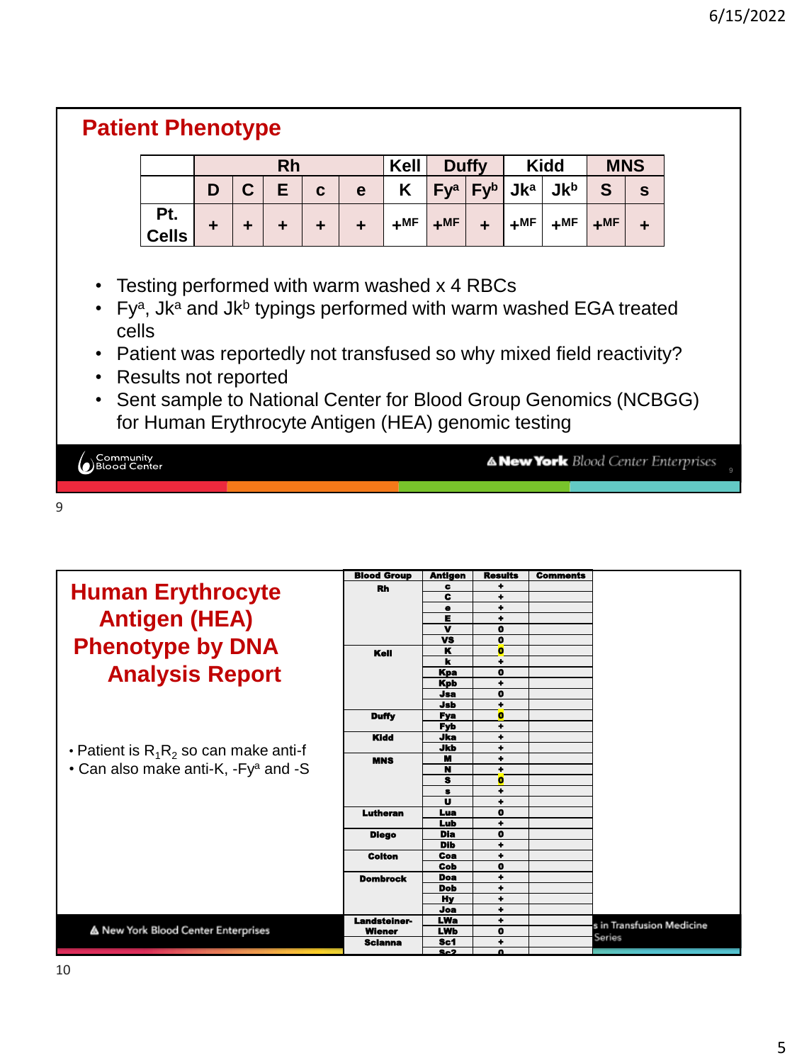## Patient Phenotype

| | Rh | | | | | Kell | Duffy | | Kidd | | MNS | |
|---|---|---|---|---|---|---|---|---|---|---|---|---|
| | D | C | E | c | e | K | $Fy^a$ | $Fy^b$ | $Jk^a$ | $Jk^b$ | S | s |
| Pt. Cells | + | + | + | + | + | $+^{MF}$ | $+^{MF}$ | + | $+^{MF}$ | $+^{MF}$ | $+^{MF}$ | + |

- Testing performed with warm washed x 4 RBCs
- $Fy^a$, $Jk^a$ and $Jk^b$ typings performed with warm washed EGA treated cells
- Patient was reportedly not transfused so why mixed field reactivity?
- Results not reported
- Sent sample to National Center for Blood Group Genomics (NCBGG) for Human Erythrocyte Antigen (HEA) genomic testing

## Human Erythrocyte Antigen (HEA) Phenotype by DNA Analysis Report

- Patient is $R_1R_2$ so can make anti-f
- Can also make anti-K, -$Fy^a$ and -S

| Blood Group | Antigen | Results | Comments |
|---|---|---|---|
| Rh | c | + | |
| | C | + | |
| | e | + | |
| | E | + | |
| | V | 0 | |
| | VS | 0 | |
| Kell | K | 0 | |
| | k | + | |
| | Kpa | 0 | |
| | Kpb | + | |
| | Jsa | 0 | |
| | Jsb | + | |
| Duffy | Fya | 0 | |
| | Fyb | + | |
| Kidd | Jka | + | |
| | Jkb | + | |
| MNS | M | + | |
| | N | + | |
| | S | 0 | |
| | s | + | |
| | U | + | |
| Lutheran | Lua | 0 | |
| | Lub | + | |
| Diego | Dia | 0 | |
| | Dib | + | |
| Colton | Coa | + | |
| | Cob | 0 | |
| Dombrock | Doa | + | |
| | Dob | + | |
| | Hy | + | |
| | Joa | + | |
| Landsteiner-Wiener | LWa | + | |
| | LWb | 0 | |
| Scianna | Sc1 | + | |
| | Sc2 | 0 | |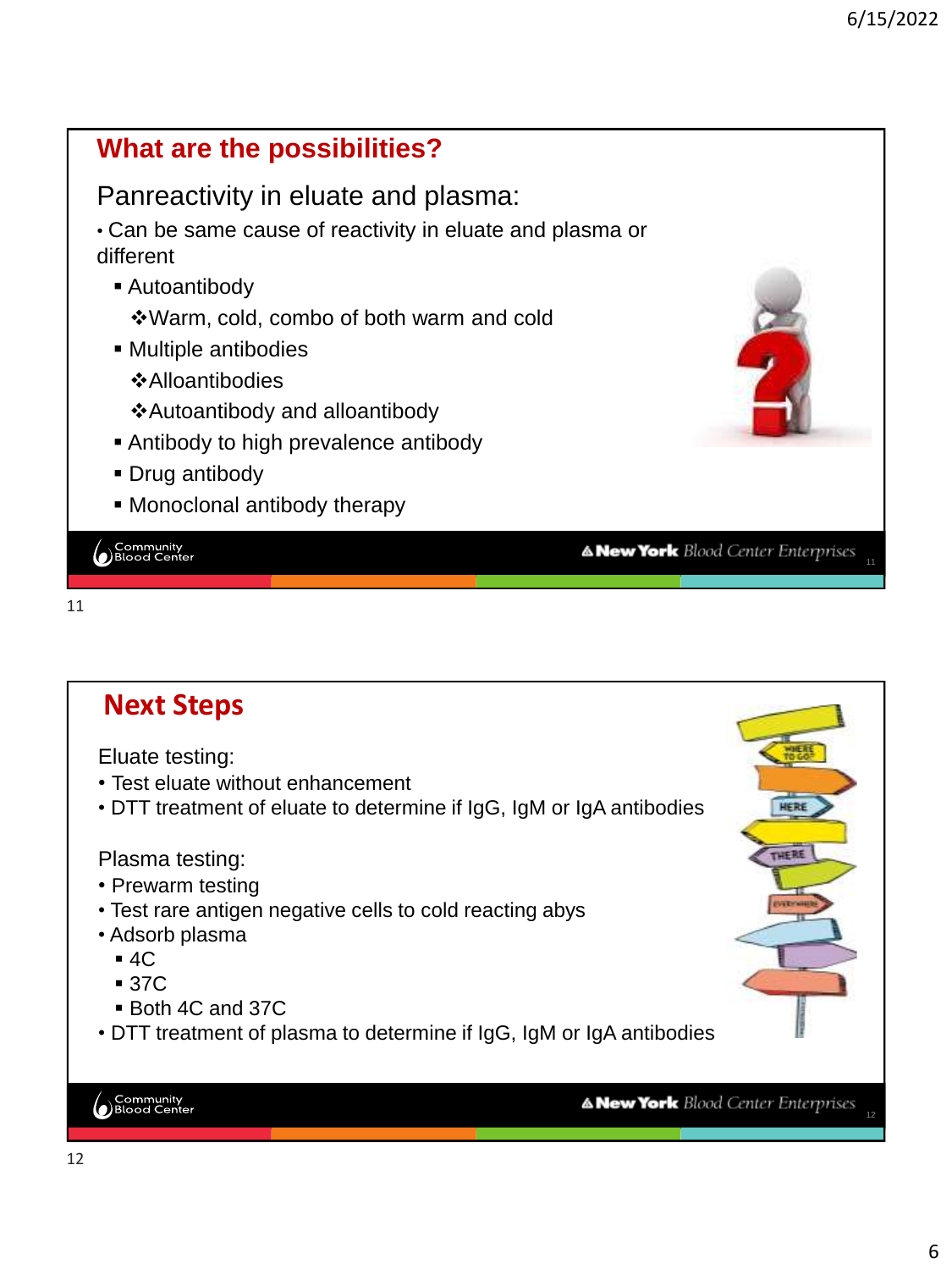## What are the possibilities?

### Panreactivity in eluate and plasma:

- Can be same cause of reactivity in eluate and plasma or different
  - Autoantibody
    - Warm, cold, combo of both warm and cold
  - Multiple antibodies
    - Alloantibodies
    - Autoantibody and alloantibody
  - Antibody to high prevalence antibody
  - Drug antibody
  - Monoclonal antibody therapy

## Next Steps

Eluate testing:

- Test eluate without enhancement
- DTT treatment of eluate to determine if IgG, IgM or IgA antibodies

Plasma testing:

- Prewarm testing
- Test rare antigen negative cells to cold reacting abys
- Adsorb plasma
  - 4C
  - 37C
  - Both 4C and 37C
- DTT treatment of plasma to determine if IgG, IgM or IgA antibodies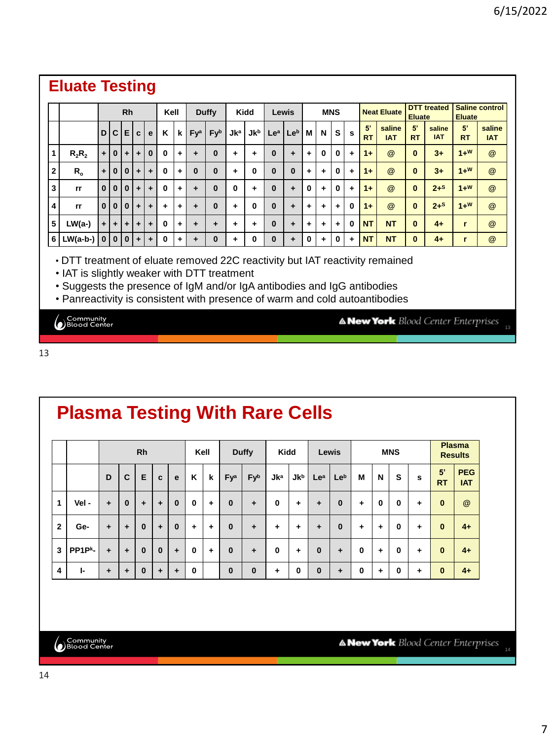# Eluate Testing

| | | Rh | | | | | Kell | | Duffy | | Kidd | | Lewis | | MNS | | | | Neat Eluate | | DTT treated Eluate | | Saline control Eluate | |
|---|---|---|---|---|---|---|---|---|---|---|---|---|---|---|---|---|---|---|---|---|---|---|---|---|
| | | D | C | E | c | e | K | k | $Fy^a$ | $Fy^b$ | $Jk^a$ | $Jk^b$ | $Le^a$ | $Le^b$ | M | N | S | s | 5' RT | saline IAT | 5' RT | saline IAT | 5' RT | saline IAT |
| 1 | $R_2R_2$ | + | 0 | + | + | 0 | 0 | + | + | 0 | + | + | 0 | + | + | 0 | 0 | + | 1+ | @ | 0 | 3+ | $1+^W$ | @ |
| 2 | $R_o$ | + | 0 | 0 | + | + | 0 | + | 0 | 0 | + | 0 | 0 | 0 | + | + | 0 | + | 1+ | @ | 0 | 3+ | $1+^W$ | @ |
| 3 | rr | 0 | 0 | 0 | + | + | 0 | + | + | 0 | 0 | + | 0 | + | 0 | + | 0 | + | 1+ | @ | 0 | $2+^S$ | $1+^W$ | @ |
| 4 | rr | 0 | 0 | 0 | + | + | + | + | + | 0 | + | 0 | 0 | + | + | + | + | 0 | 1+ | @ | 0 | $2+^S$ | $1+^W$ | @ |
| 5 | LW(a-) | + | + | + | + | + | 0 | + | + | + | + | + | 0 | + | + | + | + | 0 | NT | NT | 0 | 4+ | r | @ |
| 6 | LW(a-b-) | 0 | 0 | 0 | + | + | 0 | + | + | 0 | + | 0 | 0 | + | 0 | + | 0 | + | NT | NT | 0 | 4+ | r | @ |

- DTT treatment of eluate removed 22C reactivity but IAT reactivity remained
- IAT is slightly weaker with DTT treatment
- Suggests the presence of IgM and/or IgA antibodies and IgG antibodies
- Panreactivity is consistent with presence of warm and cold autoantibodies

# Plasma Testing With Rare Cells

| | | Rh | | | | | Kell | | Duffy | | Kidd | | Lewis | | MNS | | | | Plasma Results | |
|---|---|---|---|---|---|---|---|---|---|---|---|---|---|---|---|---|---|---|---|---|
| | | D | C | E | c | e | K | k | $Fy^a$ | $Fy^b$ | $Jk^a$ | $Jk^b$ | $Le^a$ | $Le^b$ | M | N | S | s | 5' RT | PEG IAT |
| 1 | Vel - | + | 0 | + | + | 0 | 0 | + | 0 | + | 0 | + | + | 0 | + | 0 | 0 | + | 0 | @ |
| 2 | Ge- | + | + | 0 | + | 0 | + | + | 0 | + | + | + | + | 0 | + | + | 0 | + | 0 | 4+ |
| 3 | $PP1P^k$- | + | + | 0 | 0 | + | 0 | + | 0 | + | 0 | + | 0 | + | 0 | + | 0 | + | 0 | 4+ |
| 4 | I- | + | + | 0 | + | + | 0 | | 0 | 0 | + | 0 | 0 | + | 0 | + | 0 | + | 0 | 4+ |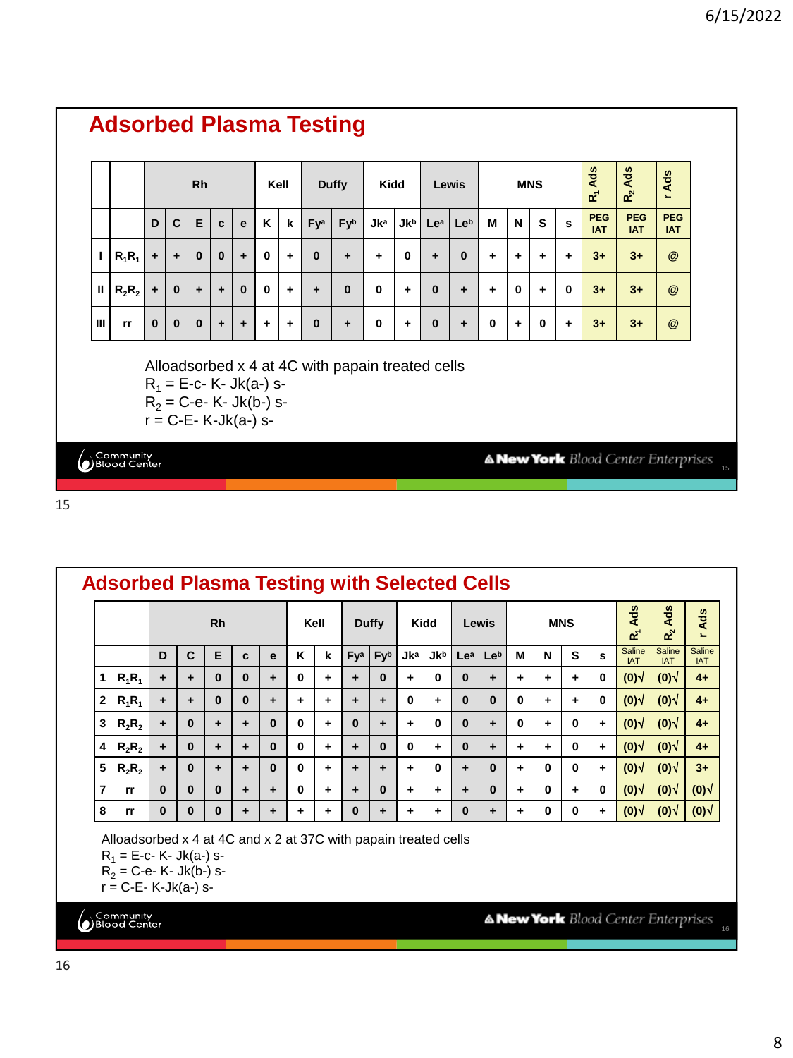## Adsorbed Plasma Testing

| | | Rh | | | | | Kell | | Duffy | | Kidd | | Lewis | | MNS | | | | $R_1$ Ads | $R_2$ Ads | r Ads |
|---|---|---|---|---|---|---|---|---|---|---|---|---|---|---|---|---|---|---|---|---|---|
| | | D | C | E | c | e | K | k | Fy$^a$ | Fy$^b$ | Jk$^a$ | Jk$^b$ | Le$^a$ | Le$^b$ | M | N | S | s | PEG IAT | PEG IAT | PEG IAT |
| I | $R_1R_1$ | + | + | 0 | 0 | + | 0 | + | 0 | + | + | 0 | + | 0 | + | + | + | + | 3+ | 3+ | @ |
| II | $R_2R_2$ | + | 0 | + | + | 0 | 0 | + | + | 0 | 0 | + | 0 | + | + | 0 | + | 0 | 3+ | 3+ | @ |
| III | rr | 0 | 0 | 0 | + | + | + | + | 0 | + | 0 | + | 0 | + | 0 | + | 0 | + | 3+ | 3+ | @ |

Alloadsorbed x 4 at 4C with papain treated cells
$R_1$ = E-c- K- Jk(a-) s-
$R_2$ = C-e- K- Jk(b-) s-
r = C-E- K-Jk(a-) s-

## Adsorbed Plasma Testing with Selected Cells

| | | Rh | | | | | Kell | | Duffy | | Kidd | | Lewis | | MNS | | | | $R_1$ Ads | $R_2$ Ads | r Ads |
|---|---|---|---|---|---|---|---|---|---|---|---|---|---|---|---|---|---|---|---|---|---|
| | | D | C | E | c | e | K | k | Fy$^a$ | Fy$^b$ | Jk$^a$ | Jk$^b$ | Le$^a$ | Le$^b$ | M | N | S | s | Saline IAT | Saline IAT | Saline IAT |
| 1 | $R_1R_1$ | + | + | 0 | 0 | + | 0 | + | + | 0 | + | 0 | 0 | + | + | + | + | 0 | (0)√ | (0)√ | 4+ |
| 2 | $R_1R_1$ | + | + | 0 | 0 | + | + | + | + | + | 0 | + | 0 | 0 | 0 | + | + | 0 | (0)√ | (0)√ | 4+ |
| 3 | $R_2R_2$ | + | 0 | + | + | 0 | 0 | + | 0 | + | + | 0 | 0 | + | 0 | + | 0 | + | (0)√ | (0)√ | 4+ |
| 4 | $R_2R_2$ | + | 0 | + | + | 0 | 0 | + | + | 0 | 0 | + | 0 | + | + | + | 0 | + | (0)√ | (0)√ | 4+ |
| 5 | $R_2R_2$ | + | 0 | + | + | 0 | 0 | + | + | + | + | 0 | + | 0 | + | 0 | 0 | + | (0)√ | (0)√ | 3+ |
| 7 | rr | 0 | 0 | 0 | + | + | 0 | + | + | 0 | + | + | + | 0 | + | 0 | + | 0 | (0)√ | (0)√ | (0)√ |
| 8 | rr | 0 | 0 | 0 | + | + | + | + | 0 | + | + | + | 0 | + | + | 0 | 0 | + | (0)√ | (0)√ | (0)√ |

Alloadsorbed x 4 at 4C and x 2 at 37C with papain treated cells
$R_1$ = E-c- K- Jk(a-) s-
$R_2$ = C-e- K- Jk(b-) s-
r = C-E- K-Jk(a-) s-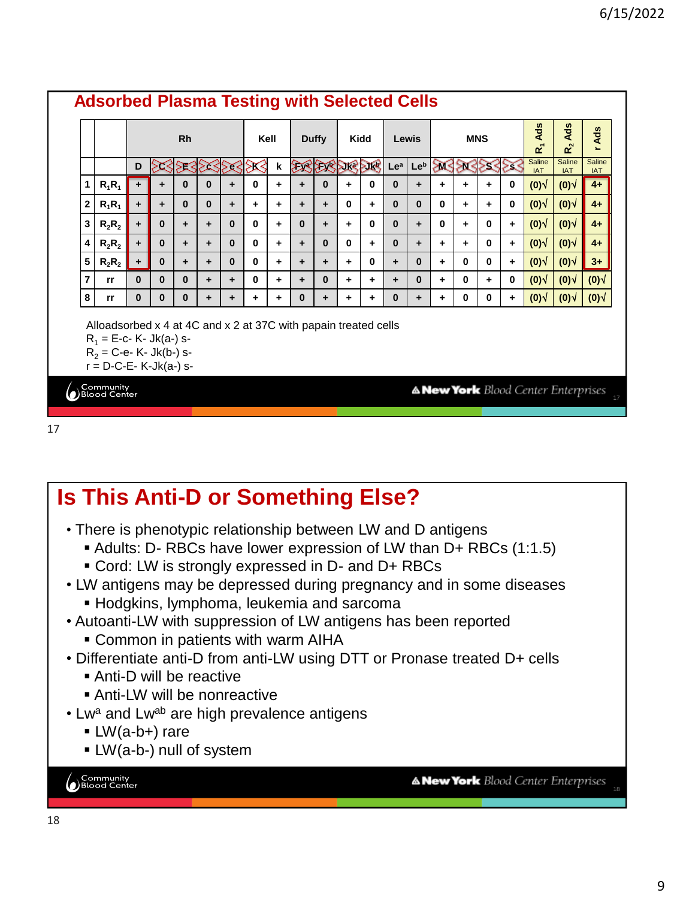## Adsorbed Plasma Testing with Selected Cells

| | | Rh | | | | | Kell | | Duffy | | Kidd | | Lewis | | MNS | | | | $R_1$ Ads | $R_2$ Ads | r Ads |
|---|---|---|---|---|---|---|---|---|---|---|---|---|---|---|---|---|---|---|---|---|---|
| | | D | C | E | c | e | K | k | $Fy^a$ | $Fy^b$ | $Jk^a$ | $Jk^b$ | $Le^a$ | $Le^b$ | M | N | S | s | Saline IAT | Saline IAT | Saline IAT |
| 1 | $R_1R_1$ | + | + | 0 | 0 | + | 0 | + | + | 0 | + | 0 | 0 | + | + | + | + | 0 | (0)√ | (0)√ | 4+ |
| 2 | $R_1R_1$ | + | + | 0 | 0 | + | + | + | + | + | 0 | + | 0 | 0 | 0 | + | + | 0 | (0)√ | (0)√ | 4+ |
| 3 | $R_2R_2$ | + | 0 | + | + | 0 | 0 | + | 0 | + | + | 0 | 0 | + | 0 | + | 0 | + | (0)√ | (0)√ | 4+ |
| 4 | $R_2R_2$ | + | 0 | + | + | 0 | 0 | + | + | 0 | 0 | + | 0 | + | + | + | 0 | + | (0)√ | (0)√ | 4+ |
| 5 | $R_2R_2$ | + | 0 | + | + | 0 | 0 | + | + | + | + | 0 | + | 0 | + | 0 | 0 | + | (0)√ | (0)√ | 3+ |
| 7 | rr | 0 | 0 | 0 | + | + | 0 | + | + | 0 | + | + | + | 0 | + | 0 | + | 0 | (0)√ | (0)√ | (0)√ |
| 8 | rr | 0 | 0 | 0 | + | + | + | + | 0 | + | + | + | 0 | + | + | 0 | 0 | + | (0)√ | (0)√ | (0)√ |

Alloadsorbed x 4 at 4C and x 2 at 37C with papain treated cells

$R_1$ = E-c- K- Jk(a-) s-

$R_2$ = C-e- K- Jk(b-) s-

r = D-C-E- K-Jk(a-) s-

## Is This Anti-D or Something Else?

- There is phenotypic relationship between LW and D antigens
  - Adults: D- RBCs have lower expression of LW than D+ RBCs (1:1.5)
  - Cord: LW is strongly expressed in D- and D+ RBCs
- LW antigens may be depressed during pregnancy and in some diseases
  - Hodgkins, lymphoma, leukemia and sarcoma
- Autoanti-LW with suppression of LW antigens has been reported
  - Common in patients with warm AIHA
- Differentiate anti-D from anti-LW using DTT or Pronase treated D+ cells
  - Anti-D will be reactive
  - Anti-LW will be nonreactive
- $Lw^a$ and $Lw^{ab}$ are high prevalence antigens
  - LW(a-b+) rare
  - LW(a-b-) null of system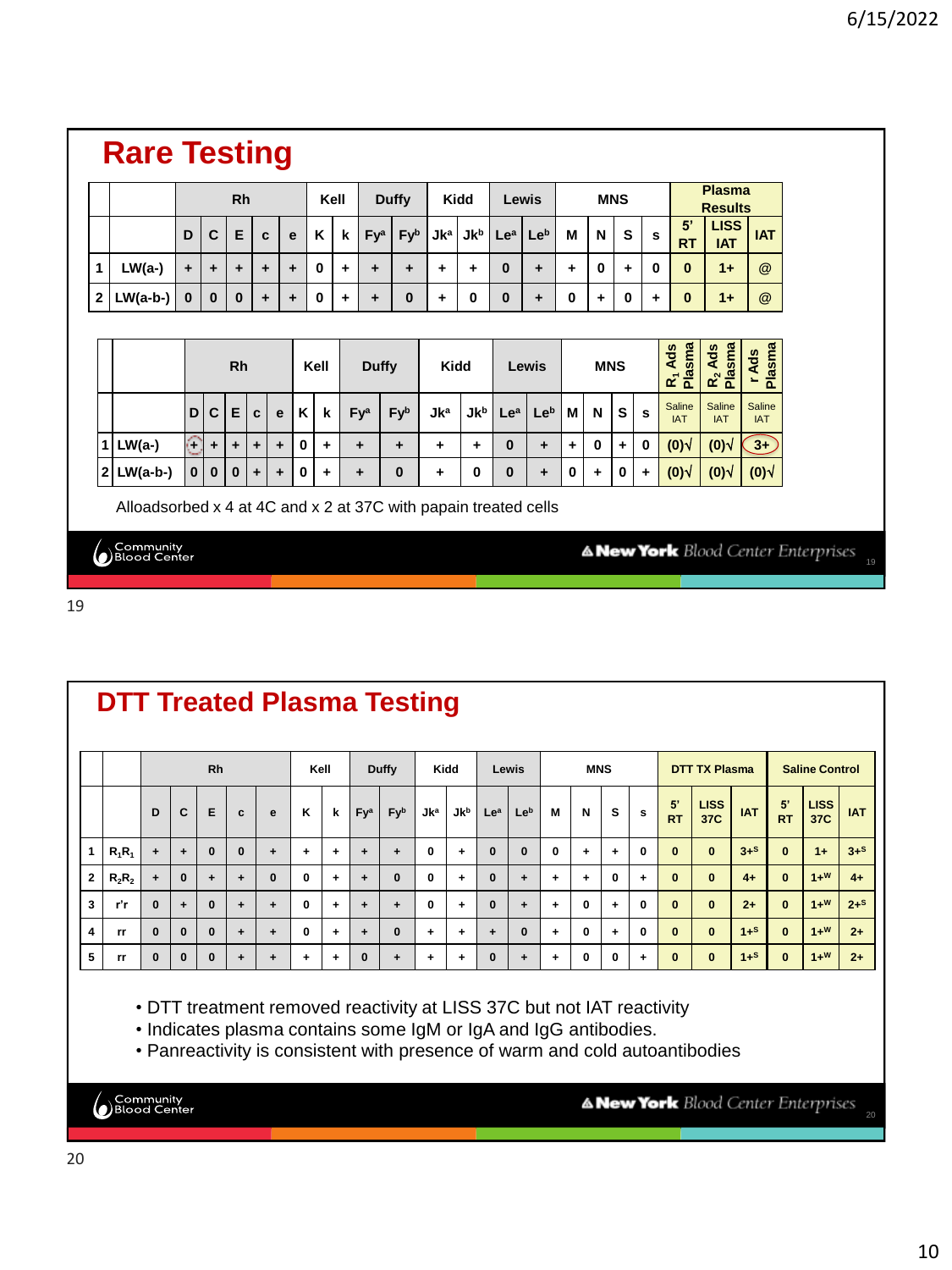## Rare Testing

| | | Rh | | | | | Kell | | Duffy | | Kidd | | Lewis | | MNS | | | | Plasma Results | | |
|---|---|---|---|---|---|---|---|---|---|---|---|---|---|---|---|---|---|---|---|---|---|
| | | D | C | E | c | e | K | k | $Fy^a$ | $Fy^b$ | $Jk^a$ | $Jk^b$ | $Le^a$ | $Le^b$ | M | N | S | s | 5' RT | LISS IAT | IAT |
| 1 | LW(a-) | + | + | + | + | + | 0 | + | + | + | + | + | 0 | + | + | 0 | + | 0 | 0 | 1+ | @ |
| 2 | LW(a-b-) | 0 | 0 | 0 | + | + | 0 | + | + | 0 | + | 0 | 0 | + | 0 | + | 0 | + | 0 | 1+ | @ |

| | | Rh | | | | | Kell | | Duffy | | Kidd | | Lewis | | MNS | | | | $R_1$ Ads Plasma | $R_2$ Ads Plasma | r Ads Plasma |
|---|---|---|---|---|---|---|---|---|---|---|---|---|---|---|---|---|---|---|---|---|---|
| | | D | C | E | c | e | K | k | $Fy^a$ | $Fy^b$ | $Jk^a$ | $Jk^b$ | $Le^a$ | $Le^b$ | M | N | S | s | Saline IAT | Saline IAT | Saline IAT |
| 1 | LW(a-) | + | + | + | + | + | 0 | + | + | + | + | + | 0 | + | + | 0 | + | 0 | (0)√ | (0)√ | 3+ |
| 2 | LW(a-b-) | 0 | 0 | 0 | + | + | 0 | + | + | 0 | + | 0 | 0 | + | 0 | + | 0 | + | (0)√ | (0)√ | (0)√ |

Alloadsorbed x 4 at 4C and x 2 at 37C with papain treated cells

## DTT Treated Plasma Testing

| | | Rh | | | | | Kell | | Duffy | | Kidd | | Lewis | | MNS | | | | DTT TX Plasma | | | Saline Control | | |
|---|---|---|---|---|---|---|---|---|---|---|---|---|---|---|---|---|---|---|---|---|---|---|---|---|
| | | D | C | E | c | e | K | k | $Fy^a$ | $Fy^b$ | $Jk^a$ | $Jk^b$ | $Le^a$ | $Le^b$ | M | N | S | s | 5' RT | LISS 37C | IAT | 5' RT | LISS 37C | IAT |
| 1 | $R_1R_1$ | + | + | 0 | 0 | + | + | + | + | + | 0 | + | 0 | 0 | 0 | + | + | 0 | 0 | 0 | $3+^S$ | 0 | 1+ | $3+^S$ |
| 2 | $R_2R_2$ | + | 0 | + | + | 0 | 0 | + | + | 0 | 0 | + | 0 | + | + | + | 0 | + | 0 | 0 | 4+ | 0 | $1+^W$ | 4+ |
| 3 | r'r | 0 | + | 0 | + | + | 0 | + | + | + | 0 | + | 0 | + | + | 0 | + | 0 | 0 | 0 | 2+ | 0 | $1+^W$ | $2+^S$ |
| 4 | rr | 0 | 0 | 0 | + | + | 0 | + | + | 0 | + | + | + | 0 | + | 0 | + | 0 | 0 | 0 | $1+^S$ | 0 | $1+^W$ | 2+ |
| 5 | rr | 0 | 0 | 0 | + | + | + | + | 0 | + | + | + | 0 | + | + | 0 | 0 | + | 0 | 0 | $1+^S$ | 0 | $1+^W$ | 2+ |

- DTT treatment removed reactivity at LISS 37C but not IAT reactivity
- Indicates plasma contains some IgM or IgA and IgG antibodies.
- Panreactivity is consistent with presence of warm and cold autoantibodies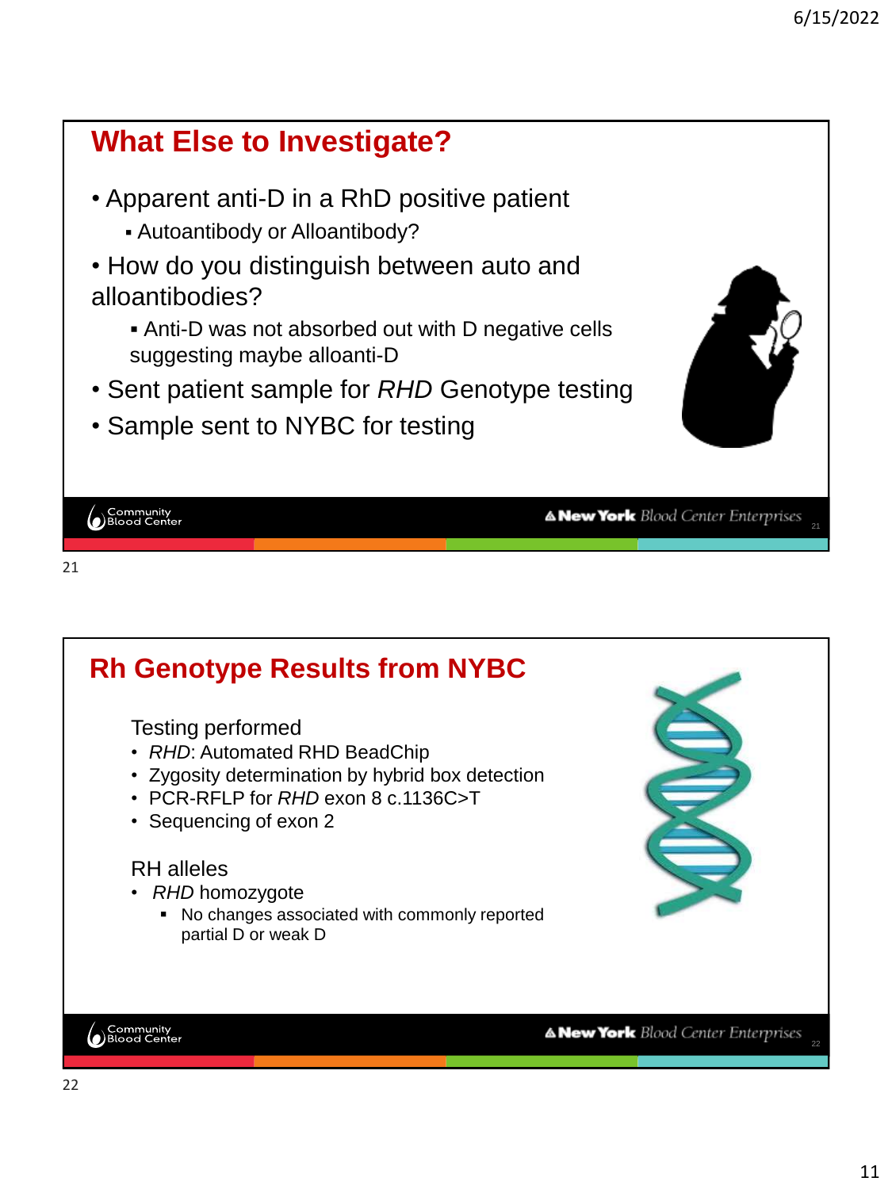## What Else to Investigate?

- Apparent anti-D in a RhD positive patient
  - Autoantibody or Alloantibody?
- How do you distinguish between auto and alloantibodies?
  - Anti-D was not absorbed out with D negative cells suggesting maybe alloanti-D
- Sent patient sample for *RHD* Genotype testing
- Sample sent to NYBC for testing

## Rh Genotype Results from NYBC

Testing performed

- *RHD*: Automated RHD BeadChip
- Zygosity determination by hybrid box detection
- PCR-RFLP for *RHD* exon 8 c.1136C>T
- Sequencing of exon 2

RH alleles

- *RHD* homozygote
  - No changes associated with commonly reported partial D or weak D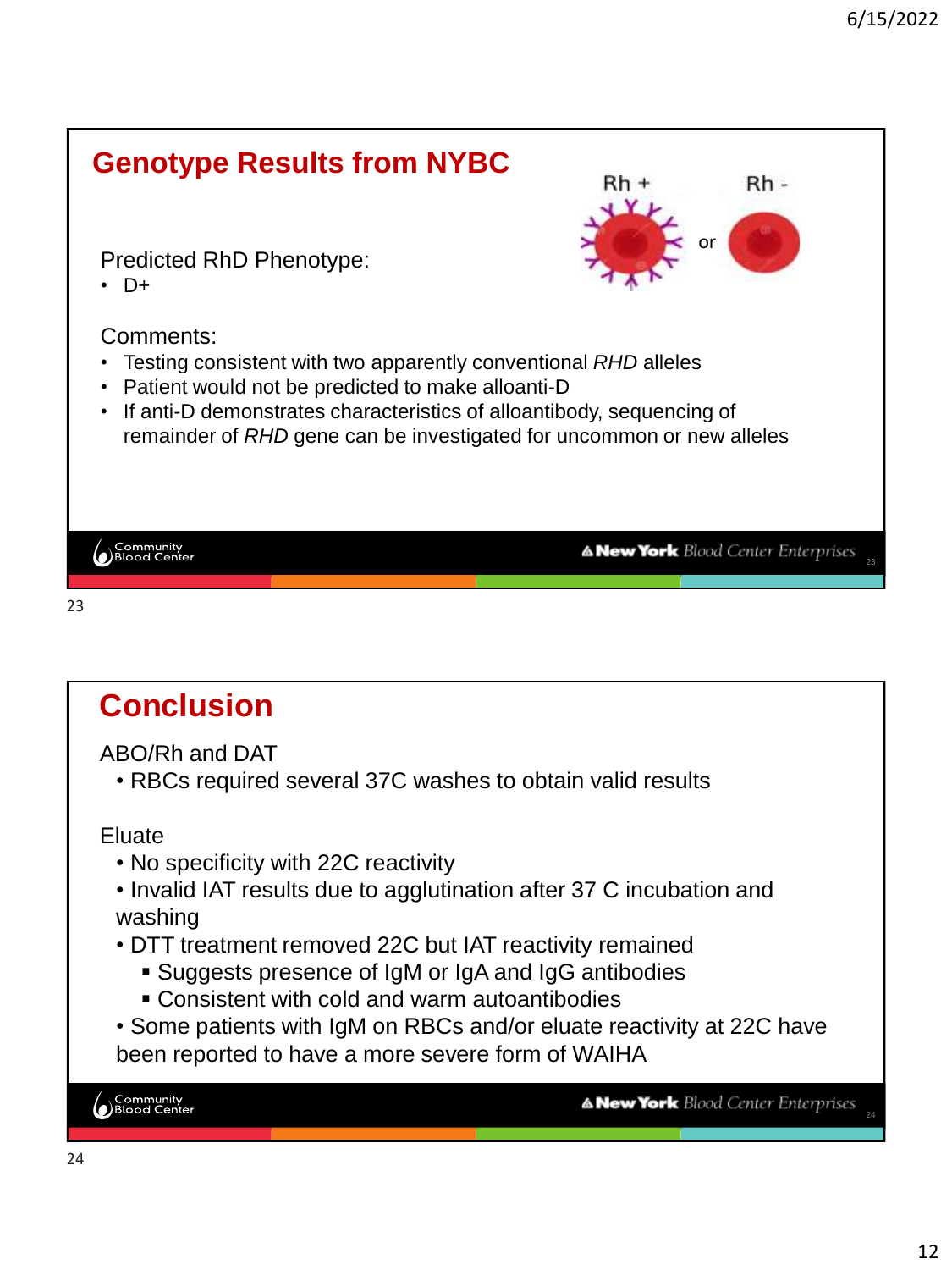## Genotype Results from NYBC

Predicted RhD Phenotype:

- D+

Comments:

- Testing consistent with two apparently conventional *RHD* alleles
- Patient would not be predicted to make alloanti-D
- If anti-D demonstrates characteristics of alloantibody, sequencing of remainder of *RHD* gene can be investigated for uncommon or new alleles

## Conclusion

ABO/Rh and DAT

- RBCs required several 37C washes to obtain valid results

Eluate

- No specificity with 22C reactivity
- Invalid IAT results due to agglutination after 37 C incubation and washing
- DTT treatment removed 22C but IAT reactivity remained
  - Suggests presence of IgM or IgA and IgG antibodies
  - Consistent with cold and warm autoantibodies
- Some patients with IgM on RBCs and/or eluate reactivity at 22C have been reported to have a more severe form of WAIHA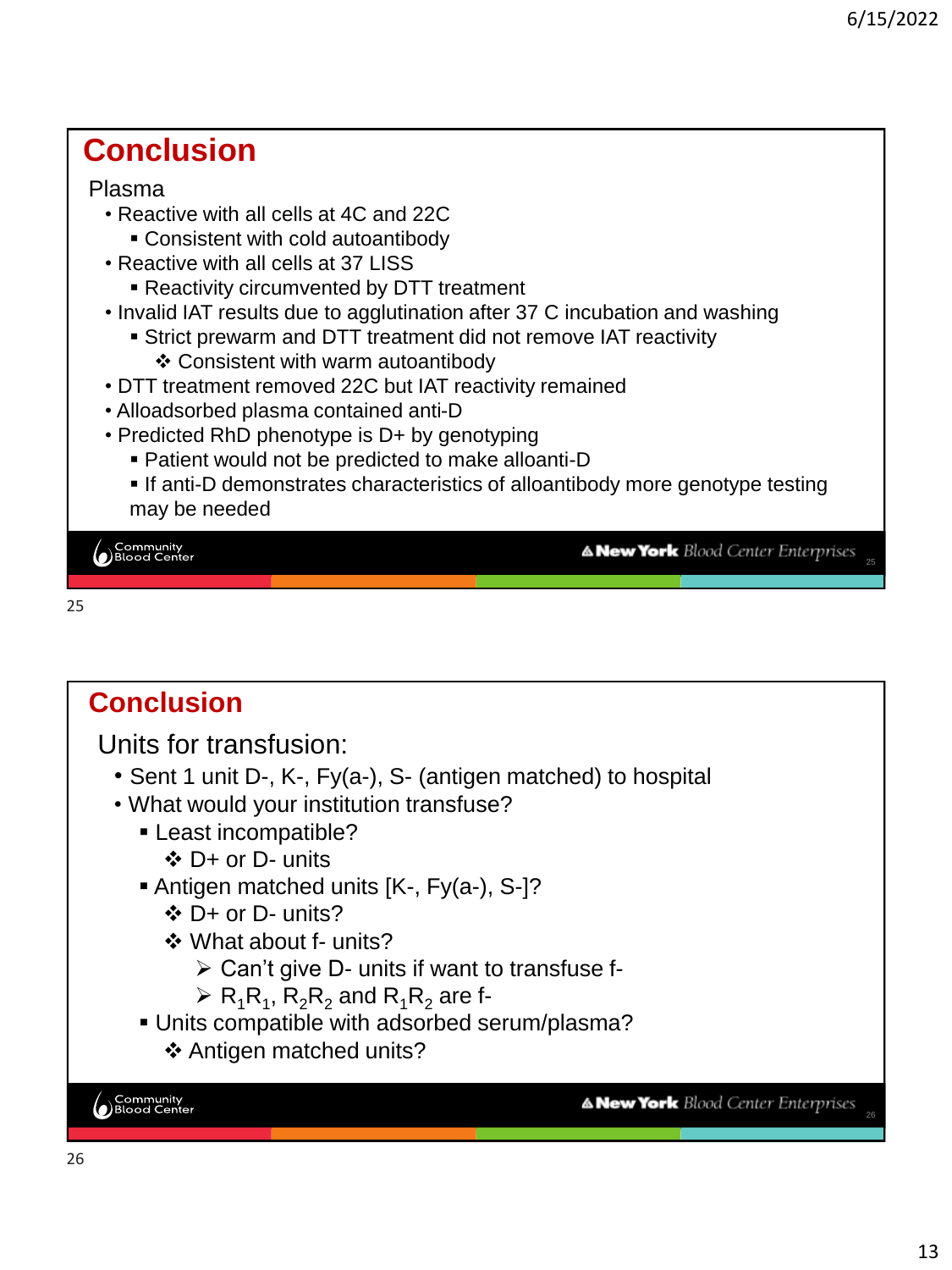## Conclusion

Plasma

- Reactive with all cells at 4C and 22C
  - Consistent with cold autoantibody
- Reactive with all cells at 37 LISS
  - Reactivity circumvented by DTT treatment
- Invalid IAT results due to agglutination after 37 C incubation and washing
  - Strict prewarm and DTT treatment did not remove IAT reactivity
    - Consistent with warm autoantibody
- DTT treatment removed 22C but IAT reactivity remained
- Alloadsorbed plasma contained anti-D
- Predicted RhD phenotype is D+ by genotyping
  - Patient would not be predicted to make alloanti-D
  - If anti-D demonstrates characteristics of alloantibody more genotype testing may be needed

## Conclusion

Units for transfusion:

- Sent 1 unit D-, K-, Fy(a-), S- (antigen matched) to hospital
- What would your institution transfuse?
  - Least incompatible?
    - D+ or D- units
  - Antigen matched units [K-, Fy(a-), S-]?
    - D+ or D- units?
    - What about f- units?
      - Can't give D- units if want to transfuse f-
      - $R_1R_1$, $R_2R_2$ and $R_1R_2$ are f-
  - Units compatible with adsorbed serum/plasma?
    - Antigen matched units?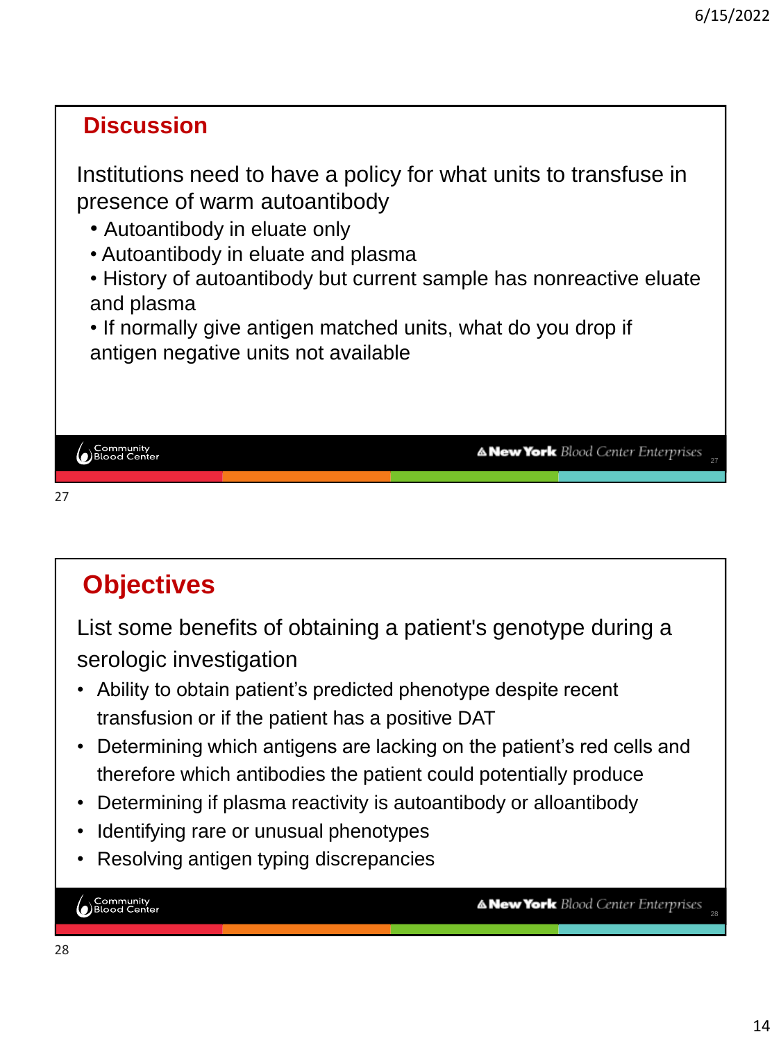## Discussion

Institutions need to have a policy for what units to transfuse in presence of warm autoantibody

- Autoantibody in eluate only
- Autoantibody in eluate and plasma
- History of autoantibody but current sample has nonreactive eluate and plasma
- If normally give antigen matched units, what do you drop if antigen negative units not available

## Objectives

List some benefits of obtaining a patient's genotype during a serologic investigation

- Ability to obtain patient's predicted phenotype despite recent transfusion or if the patient has a positive DAT
- Determining which antigens are lacking on the patient's red cells and therefore which antibodies the patient could potentially produce
- Determining if plasma reactivity is autoantibody or alloantibody
- Identifying rare or unusual phenotypes
- Resolving antigen typing discrepancies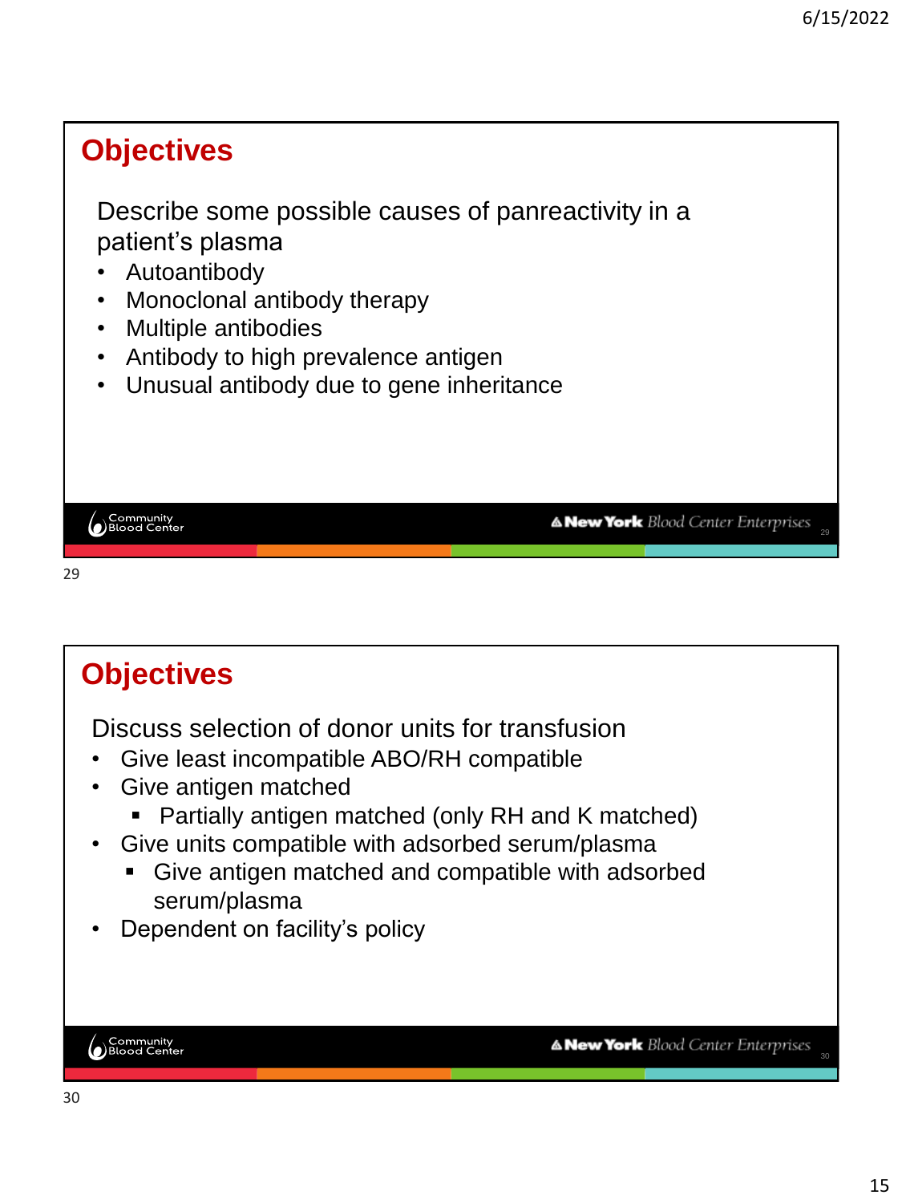## Objectives

Describe some possible causes of panreactivity in a patient's plasma

- Autoantibody
- Monoclonal antibody therapy
- Multiple antibodies
- Antibody to high prevalence antigen
- Unusual antibody due to gene inheritance

## Objectives

Discuss selection of donor units for transfusion

- Give least incompatible ABO/RH compatible
- Give antigen matched
  - Partially antigen matched (only RH and K matched)
- Give units compatible with adsorbed serum/plasma
  - Give antigen matched and compatible with adsorbed serum/plasma
- Dependent on facility's policy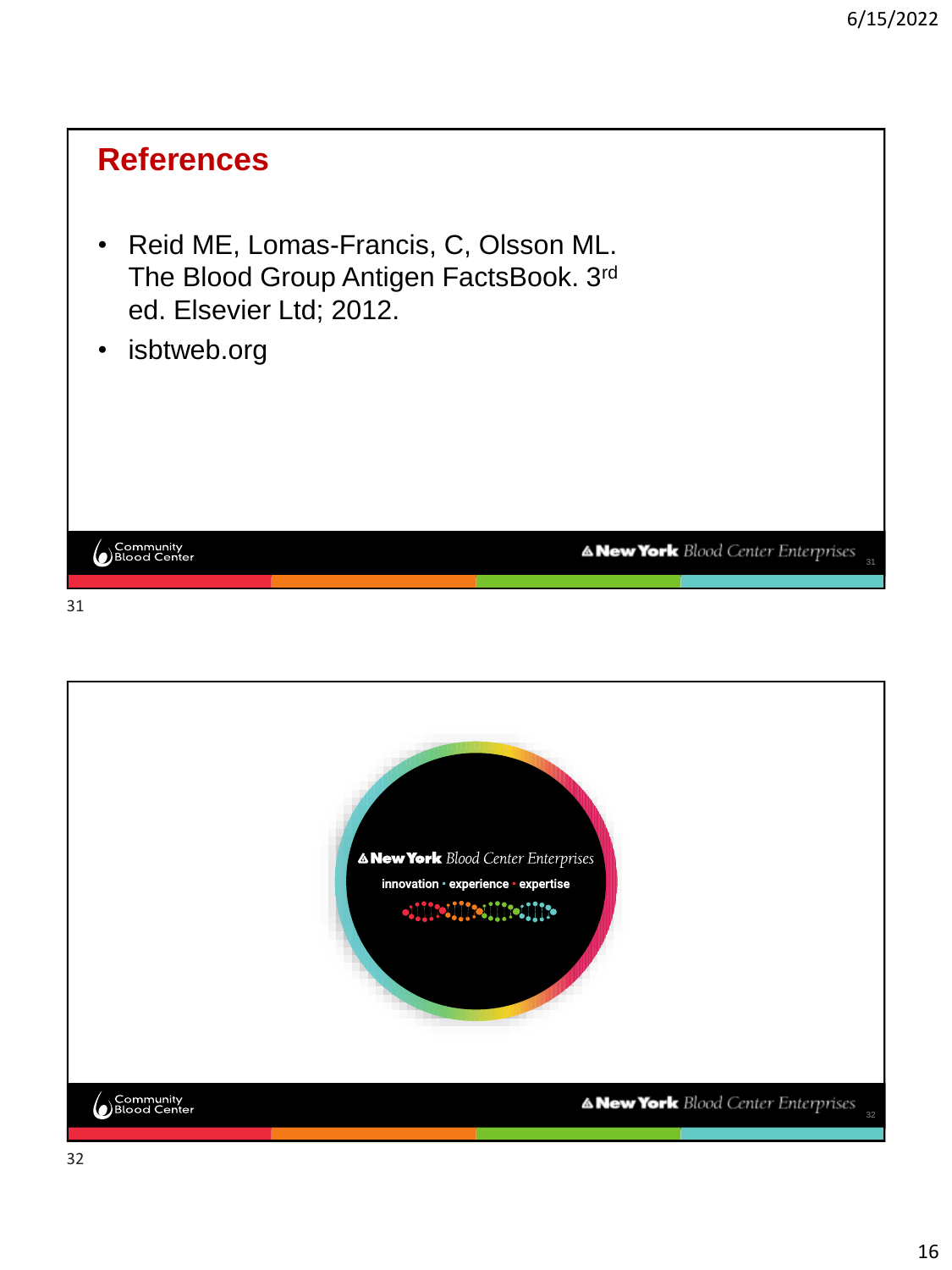# References

- Reid ME, Lomas-Francis, C, Olsson ML. The Blood Group Antigen FactsBook. 3rd ed. Elsevier Ltd; 2012.
- isbtweb.org

New York Blood Center Enterprises

innovation • experience • expertise